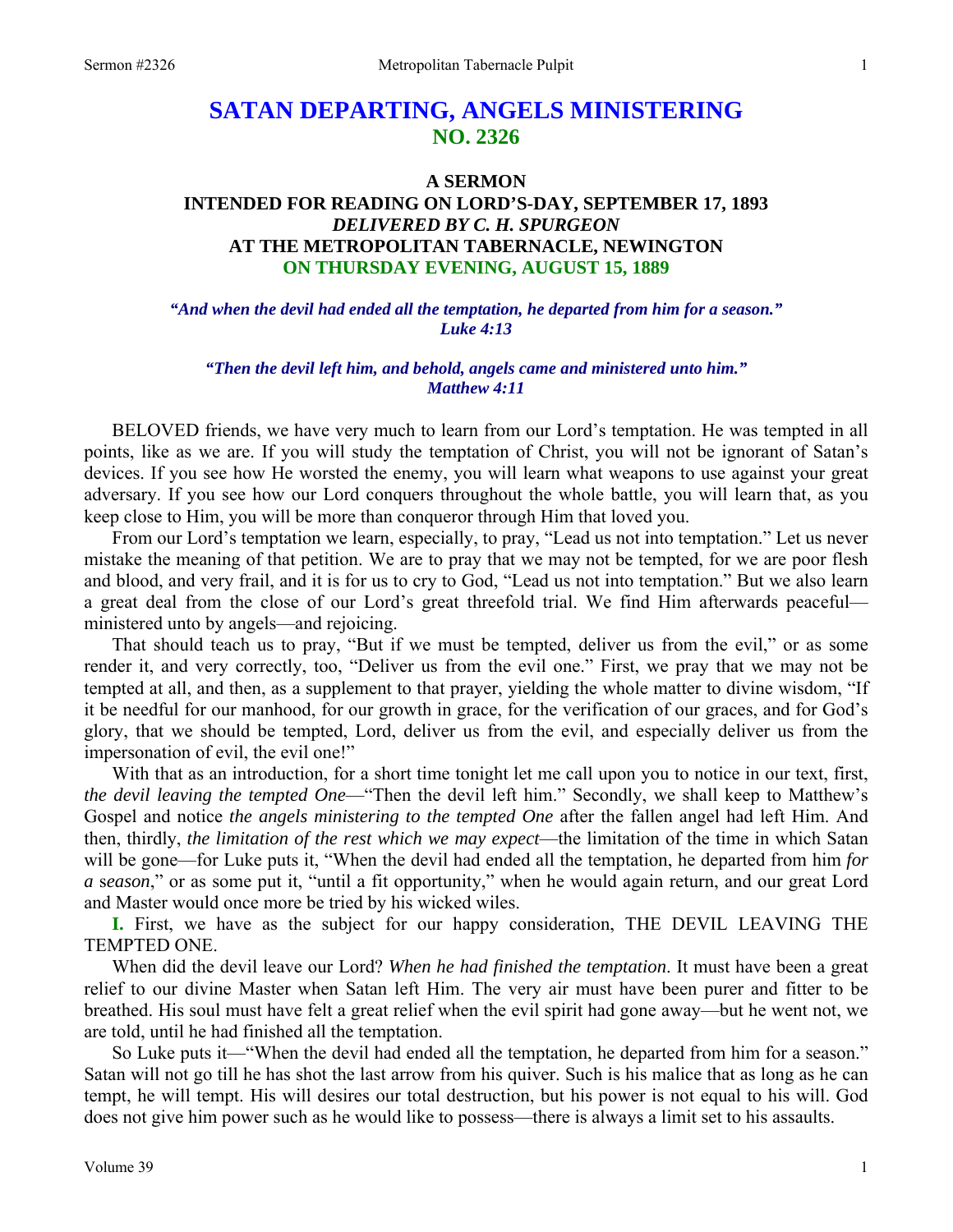# SATAN DEPARTING, ANGELS MINISTERING
## NO. 2326

### A SERMON
### INTENDED FOR READING ON LORD'S-DAY, SEPTEMBER 17, 1893
### *DELIVERED BY C. H. SPURGEON*
### AT THE METROPOLITAN TABERNACLE, NEWINGTON
### ON THURSDAY EVENING, AUGUST 15, 1889

*"And when the devil had ended all the temptation, he departed from him for a season." Luke 4:13*

*"Then the devil left him, and behold, angels came and ministered unto him." Matthew 4:11*

BELOVED friends, we have very much to learn from our Lord's temptation. He was tempted in all points, like as we are. If you will study the temptation of Christ, you will not be ignorant of Satan's devices. If you see how He worsted the enemy, you will learn what weapons to use against your great adversary. If you see how our Lord conquers throughout the whole battle, you will learn that, as you keep close to Him, you will be more than conqueror through Him that loved you.

From our Lord's temptation we learn, especially, to pray, "Lead us not into temptation." Let us never mistake the meaning of that petition. We are to pray that we may not be tempted, for we are poor flesh and blood, and very frail, and it is for us to cry to God, "Lead us not into temptation." But we also learn a great deal from the close of our Lord's great threefold trial. We find Him afterwards peaceful—ministered unto by angels—and rejoicing.

That should teach us to pray, "But if we must be tempted, deliver us from the evil," or as some render it, and very correctly, too, "Deliver us from the evil one." First, we pray that we may not be tempted at all, and then, as a supplement to that prayer, yielding the whole matter to divine wisdom, "If it be needful for our manhood, for our growth in grace, for the verification of our graces, and for God's glory, that we should be tempted, Lord, deliver us from the evil, and especially deliver us from the impersonation of evil, the evil one!"

With that as an introduction, for a short time tonight let me call upon you to notice in our text, first, *the devil leaving the tempted One*—"Then the devil left him." Secondly, we shall keep to Matthew's Gospel and notice *the angels ministering to the tempted One* after the fallen angel had left Him. And then, thirdly, *the limitation of the rest which we may expect*—the limitation of the time in which Satan will be gone—for Luke puts it, "When the devil had ended all the temptation, he departed from him *for a season*," or as some put it, "until a fit opportunity," when he would again return, and our great Lord and Master would once more be tried by his wicked wiles.

**I.** First, we have as the subject for our happy consideration, THE DEVIL LEAVING THE TEMPTED ONE.

When did the devil leave our Lord? *When he had finished the temptation*. It must have been a great relief to our divine Master when Satan left Him. The very air must have been purer and fitter to be breathed. His soul must have felt a great relief when the evil spirit had gone away—but he went not, we are told, until he had finished all the temptation.

So Luke puts it—"When the devil had ended all the temptation, he departed from him for a season." Satan will not go till he has shot the last arrow from his quiver. Such is his malice that as long as he can tempt, he will tempt. His will desires our total destruction, but his power is not equal to his will. God does not give him power such as he would like to possess—there is always a limit set to his assaults.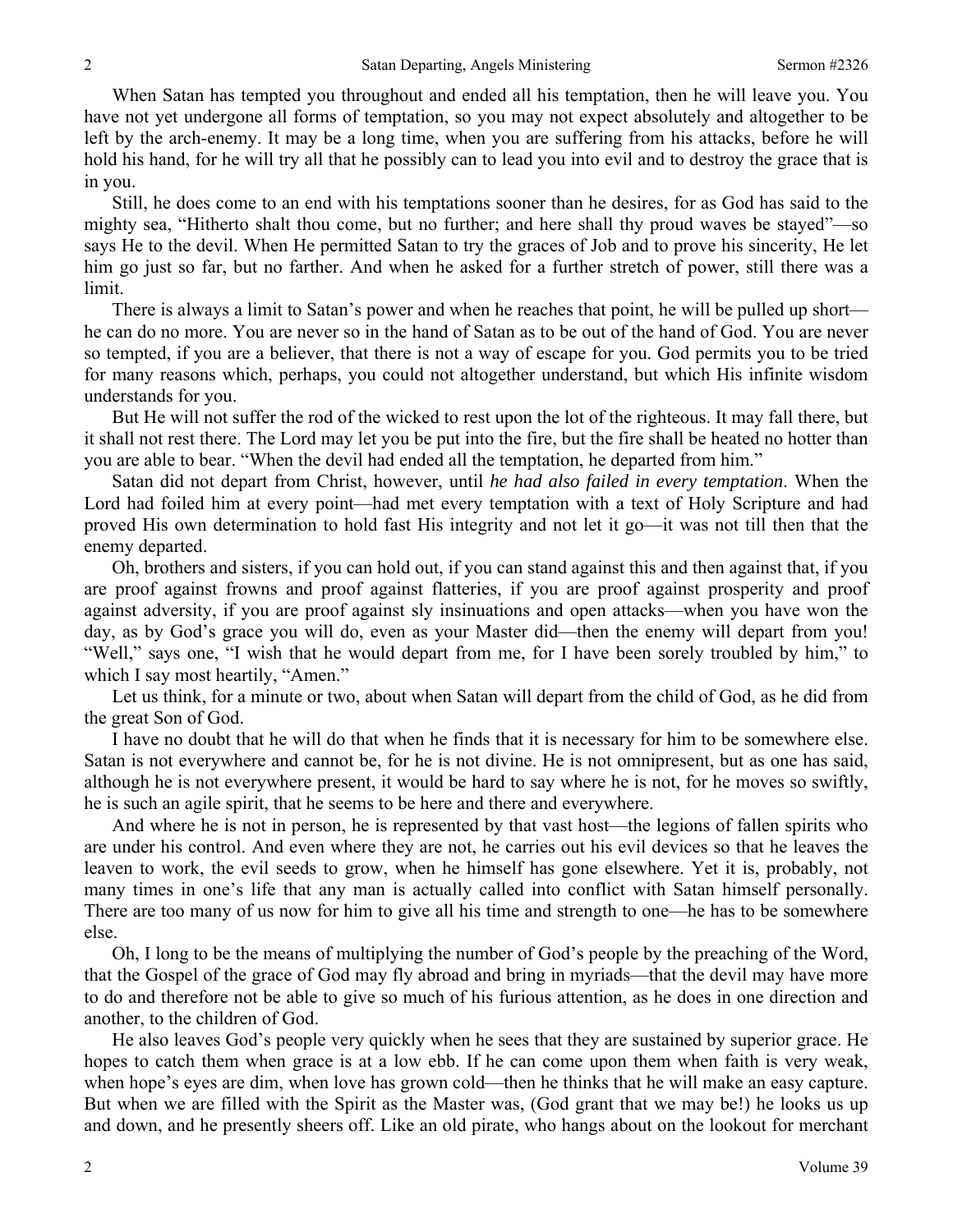When Satan has tempted you throughout and ended all his temptation, then he will leave you. You have not yet undergone all forms of temptation, so you may not expect absolutely and altogether to be left by the arch-enemy. It may be a long time, when you are suffering from his attacks, before he will hold his hand, for he will try all that he possibly can to lead you into evil and to destroy the grace that is in you.

Still, he does come to an end with his temptations sooner than he desires, for as God has said to the mighty sea, "Hitherto shalt thou come, but no further; and here shall thy proud waves be stayed"—so says He to the devil. When He permitted Satan to try the graces of Job and to prove his sincerity, He let him go just so far, but no farther. And when he asked for a further stretch of power, still there was a limit.

There is always a limit to Satan's power and when he reaches that point, he will be pulled up short—he can do no more. You are never so in the hand of Satan as to be out of the hand of God. You are never so tempted, if you are a believer, that there is not a way of escape for you. God permits you to be tried for many reasons which, perhaps, you could not altogether understand, but which His infinite wisdom understands for you.

But He will not suffer the rod of the wicked to rest upon the lot of the righteous. It may fall there, but it shall not rest there. The Lord may let you be put into the fire, but the fire shall be heated no hotter than you are able to bear. "When the devil had ended all the temptation, he departed from him."

Satan did not depart from Christ, however, until *he had also failed in every temptation*. When the Lord had foiled him at every point—had met every temptation with a text of Holy Scripture and had proved His own determination to hold fast His integrity and not let it go—it was not till then that the enemy departed.

Oh, brothers and sisters, if you can hold out, if you can stand against this and then against that, if you are proof against frowns and proof against flatteries, if you are proof against prosperity and proof against adversity, if you are proof against sly insinuations and open attacks—when you have won the day, as by God's grace you will do, even as your Master did—then the enemy will depart from you! "Well," says one, "I wish that he would depart from me, for I have been sorely troubled by him," to which I say most heartily, "Amen."

Let us think, for a minute or two, about when Satan will depart from the child of God, as he did from the great Son of God.

I have no doubt that he will do that when he finds that it is necessary for him to be somewhere else. Satan is not everywhere and cannot be, for he is not divine. He is not omnipresent, but as one has said, although he is not everywhere present, it would be hard to say where he is not, for he moves so swiftly, he is such an agile spirit, that he seems to be here and there and everywhere.

And where he is not in person, he is represented by that vast host—the legions of fallen spirits who are under his control. And even where they are not, he carries out his evil devices so that he leaves the leaven to work, the evil seeds to grow, when he himself has gone elsewhere. Yet it is, probably, not many times in one's life that any man is actually called into conflict with Satan himself personally. There are too many of us now for him to give all his time and strength to one—he has to be somewhere else.

Oh, I long to be the means of multiplying the number of God's people by the preaching of the Word, that the Gospel of the grace of God may fly abroad and bring in myriads—that the devil may have more to do and therefore not be able to give so much of his furious attention, as he does in one direction and another, to the children of God.

He also leaves God's people very quickly when he sees that they are sustained by superior grace. He hopes to catch them when grace is at a low ebb. If he can come upon them when faith is very weak, when hope's eyes are dim, when love has grown cold—then he thinks that he will make an easy capture. But when we are filled with the Spirit as the Master was, (God grant that we may be!) he looks us up and down, and he presently sheers off. Like an old pirate, who hangs about on the lookout for merchant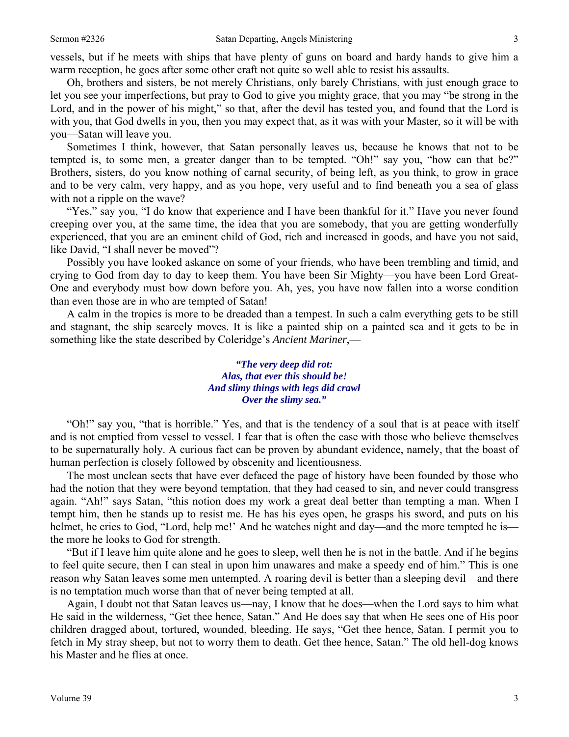vessels, but if he meets with ships that have plenty of guns on board and hardy hands to give him a warm reception, he goes after some other craft not quite so well able to resist his assaults.

Oh, brothers and sisters, be not merely Christians, only barely Christians, with just enough grace to let you see your imperfections, but pray to God to give you mighty grace, that you may "be strong in the Lord, and in the power of his might," so that, after the devil has tested you, and found that the Lord is with you, that God dwells in you, then you may expect that, as it was with your Master, so it will be with you—Satan will leave you.

Sometimes I think, however, that Satan personally leaves us, because he knows that not to be tempted is, to some men, a greater danger than to be tempted. "Oh!" say you, "how can that be?" Brothers, sisters, do you know nothing of carnal security, of being left, as you think, to grow in grace and to be very calm, very happy, and as you hope, very useful and to find beneath you a sea of glass with not a ripple on the wave?

"Yes," say you, "I do know that experience and I have been thankful for it." Have you never found creeping over you, at the same time, the idea that you are somebody, that you are getting wonderfully experienced, that you are an eminent child of God, rich and increased in goods, and have you not said, like David, "I shall never be moved"?

Possibly you have looked askance on some of your friends, who have been trembling and timid, and crying to God from day to day to keep them. You have been Sir Mighty—you have been Lord Great-One and everybody must bow down before you. Ah, yes, you have now fallen into a worse condition than even those are in who are tempted of Satan!

A calm in the tropics is more to be dreaded than a tempest. In such a calm everything gets to be still and stagnant, the ship scarcely moves. It is like a painted ship on a painted sea and it gets to be in something like the state described by Coleridge's *Ancient Mariner*,—

> ***"The very deep did rot:***
> ***Alas, that ever this should be!***
> ***And slimy things with legs did crawl***
> ***Over the slimy sea."***

"Oh!" say you, "that is horrible." Yes, and that is the tendency of a soul that is at peace with itself and is not emptied from vessel to vessel. I fear that is often the case with those who believe themselves to be supernaturally holy. A curious fact can be proven by abundant evidence, namely, that the boast of human perfection is closely followed by obscenity and licentiousness.

The most unclean sects that have ever defaced the page of history have been founded by those who had the notion that they were beyond temptation, that they had ceased to sin, and never could transgress again. "Ah!" says Satan, "this notion does my work a great deal better than tempting a man. When I tempt him, then he stands up to resist me. He has his eyes open, he grasps his sword, and puts on his helmet, he cries to God, "Lord, help me!' And he watches night and day—and the more tempted he is—the more he looks to God for strength.

"But if I leave him quite alone and he goes to sleep, well then he is not in the battle. And if he begins to feel quite secure, then I can steal in upon him unawares and make a speedy end of him." This is one reason why Satan leaves some men untempted. A roaring devil is better than a sleeping devil—and there is no temptation much worse than that of never being tempted at all.

Again, I doubt not that Satan leaves us—nay, I know that he does—when the Lord says to him what He said in the wilderness, "Get thee hence, Satan." And He does say that when He sees one of His poor children dragged about, tortured, wounded, bleeding. He says, "Get thee hence, Satan. I permit you to fetch in My stray sheep, but not to worry them to death. Get thee hence, Satan." The old hell-dog knows his Master and he flies at once.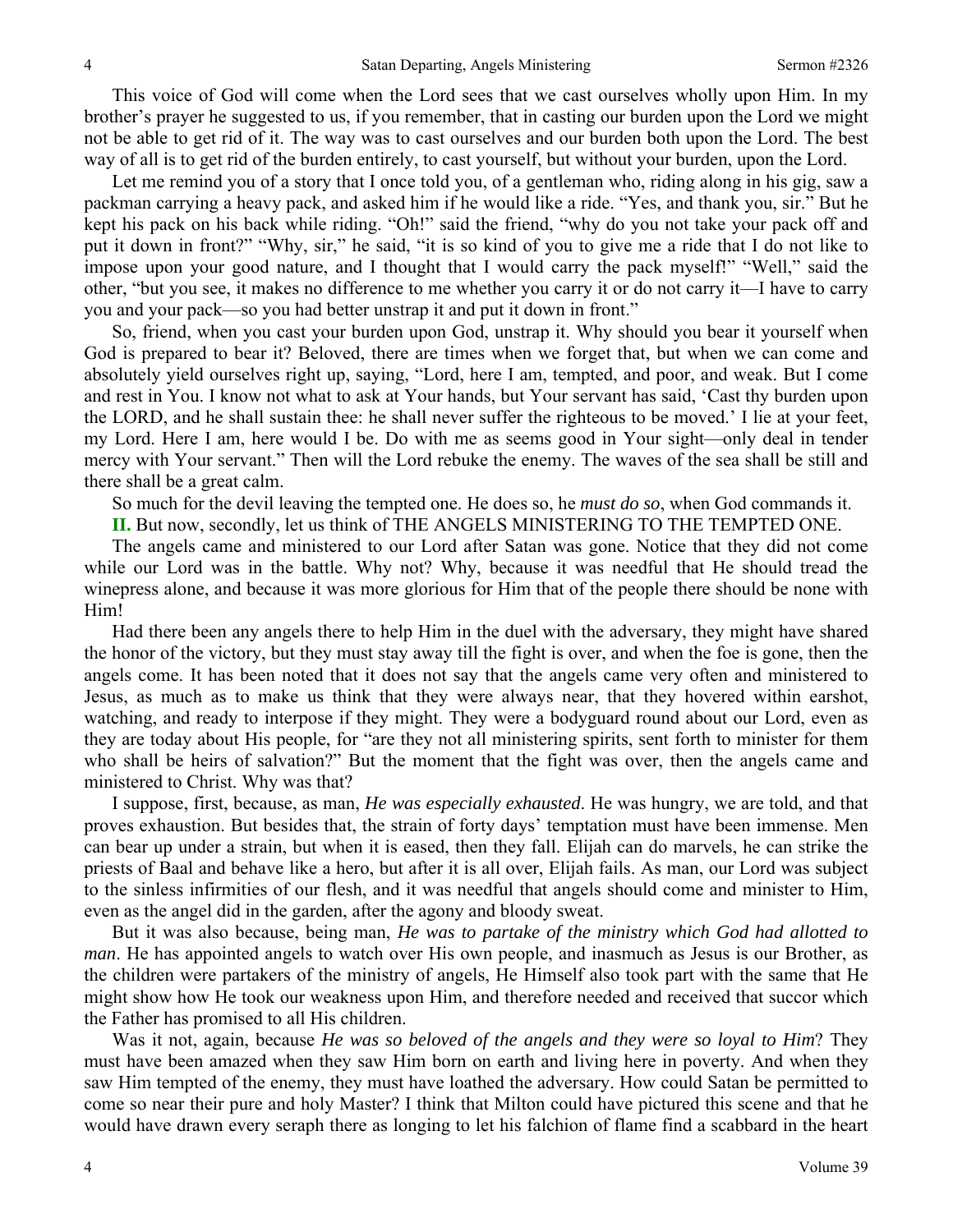This voice of God will come when the Lord sees that we cast ourselves wholly upon Him. In my brother's prayer he suggested to us, if you remember, that in casting our burden upon the Lord we might not be able to get rid of it. The way was to cast ourselves and our burden both upon the Lord. The best way of all is to get rid of the burden entirely, to cast yourself, but without your burden, upon the Lord.

Let me remind you of a story that I once told you, of a gentleman who, riding along in his gig, saw a packman carrying a heavy pack, and asked him if he would like a ride. "Yes, and thank you, sir." But he kept his pack on his back while riding. "Oh!" said the friend, "why do you not take your pack off and put it down in front?" "Why, sir," he said, "it is so kind of you to give me a ride that I do not like to impose upon your good nature, and I thought that I would carry the pack myself!" "Well," said the other, "but you see, it makes no difference to me whether you carry it or do not carry it—I have to carry you and your pack—so you had better unstrap it and put it down in front."

So, friend, when you cast your burden upon God, unstrap it. Why should you bear it yourself when God is prepared to bear it? Beloved, there are times when we forget that, but when we can come and absolutely yield ourselves right up, saying, "Lord, here I am, tempted, and poor, and weak. But I come and rest in You. I know not what to ask at Your hands, but Your servant has said, 'Cast thy burden upon the LORD, and he shall sustain thee: he shall never suffer the righteous to be moved.' I lie at your feet, my Lord. Here I am, here would I be. Do with me as seems good in Your sight—only deal in tender mercy with Your servant." Then will the Lord rebuke the enemy. The waves of the sea shall be still and there shall be a great calm.

So much for the devil leaving the tempted one. He does so, he *must do so*, when God commands it.

**II.** But now, secondly, let us think of THE ANGELS MINISTERING TO THE TEMPTED ONE.

The angels came and ministered to our Lord after Satan was gone. Notice that they did not come while our Lord was in the battle. Why not? Why, because it was needful that He should tread the winepress alone, and because it was more glorious for Him that of the people there should be none with Him!

Had there been any angels there to help Him in the duel with the adversary, they might have shared the honor of the victory, but they must stay away till the fight is over, and when the foe is gone, then the angels come. It has been noted that it does not say that the angels came very often and ministered to Jesus, as much as to make us think that they were always near, that they hovered within earshot, watching, and ready to interpose if they might. They were a bodyguard round about our Lord, even as they are today about His people, for "are they not all ministering spirits, sent forth to minister for them who shall be heirs of salvation?" But the moment that the fight was over, then the angels came and ministered to Christ. Why was that?

I suppose, first, because, as man, *He was especially exhausted*. He was hungry, we are told, and that proves exhaustion. But besides that, the strain of forty days' temptation must have been immense. Men can bear up under a strain, but when it is eased, then they fall. Elijah can do marvels, he can strike the priests of Baal and behave like a hero, but after it is all over, Elijah fails. As man, our Lord was subject to the sinless infirmities of our flesh, and it was needful that angels should come and minister to Him, even as the angel did in the garden, after the agony and bloody sweat.

But it was also because, being man, *He was to partake of the ministry which God had allotted to man*. He has appointed angels to watch over His own people, and inasmuch as Jesus is our Brother, as the children were partakers of the ministry of angels, He Himself also took part with the same that He might show how He took our weakness upon Him, and therefore needed and received that succor which the Father has promised to all His children.

Was it not, again, because *He was so beloved of the angels and they were so loyal to Him*? They must have been amazed when they saw Him born on earth and living here in poverty. And when they saw Him tempted of the enemy, they must have loathed the adversary. How could Satan be permitted to come so near their pure and holy Master? I think that Milton could have pictured this scene and that he would have drawn every seraph there as longing to let his falchion of flame find a scabbard in the heart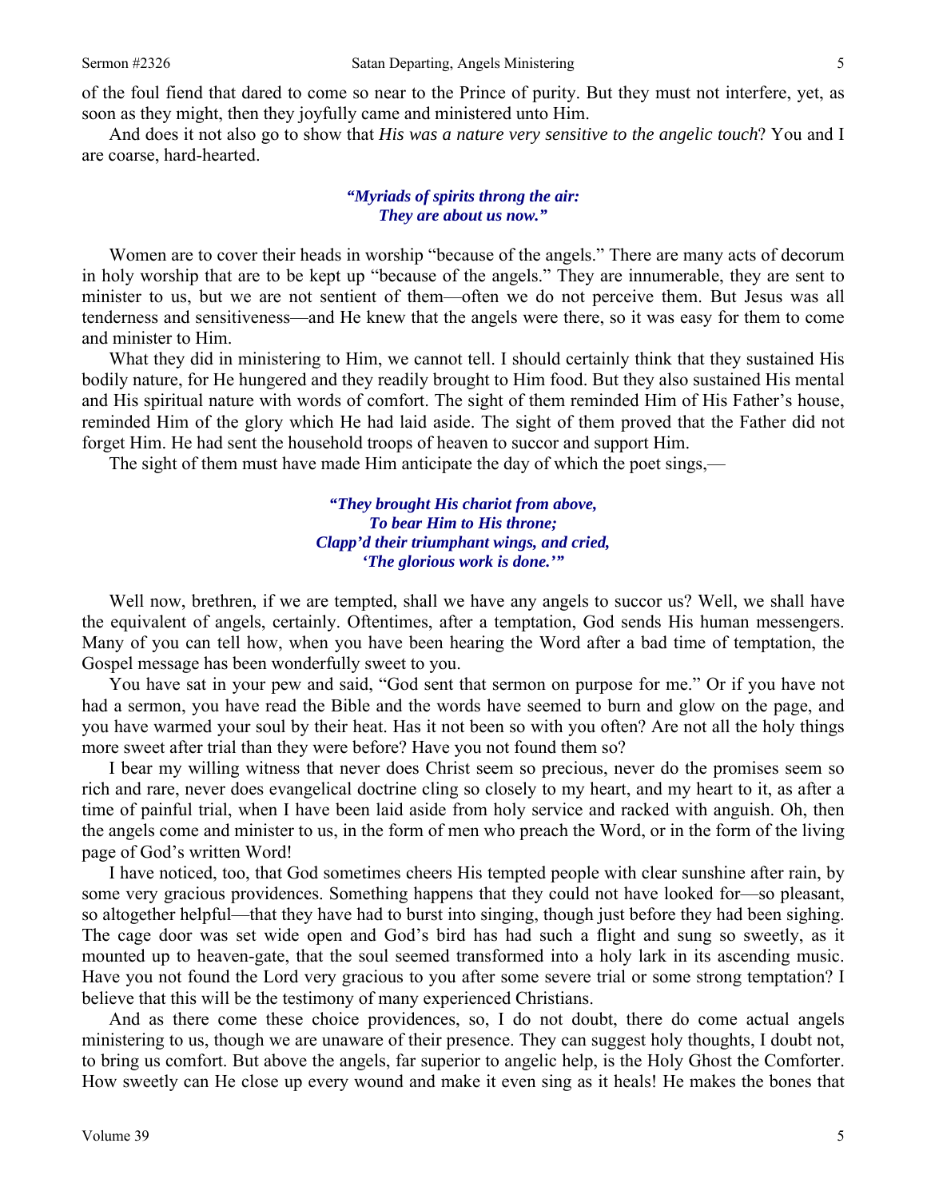of the foul fiend that dared to come so near to the Prince of purity. But they must not interfere, yet, as soon as they might, then they joyfully came and ministered unto Him.

And does it not also go to show that *His was a nature very sensitive to the angelic touch*? You and I are coarse, hard-hearted.

> ***"Myriads of spirits throng the air:***
> ***They are about us now."***

Women are to cover their heads in worship "because of the angels." There are many acts of decorum in holy worship that are to be kept up "because of the angels." They are innumerable, they are sent to minister to us, but we are not sentient of them—often we do not perceive them. But Jesus was all tenderness and sensitiveness—and He knew that the angels were there, so it was easy for them to come and minister to Him.

What they did in ministering to Him, we cannot tell. I should certainly think that they sustained His bodily nature, for He hungered and they readily brought to Him food. But they also sustained His mental and His spiritual nature with words of comfort. The sight of them reminded Him of His Father's house, reminded Him of the glory which He had laid aside. The sight of them proved that the Father did not forget Him. He had sent the household troops of heaven to succor and support Him.

The sight of them must have made Him anticipate the day of which the poet sings,—

> ***"They brought His chariot from above,***
> ***To bear Him to His throne;***
> ***Clapp'd their triumphant wings, and cried,***
> ***'The glorious work is done.'"***

Well now, brethren, if we are tempted, shall we have any angels to succor us? Well, we shall have the equivalent of angels, certainly. Oftentimes, after a temptation, God sends His human messengers. Many of you can tell how, when you have been hearing the Word after a bad time of temptation, the Gospel message has been wonderfully sweet to you.

You have sat in your pew and said, "God sent that sermon on purpose for me." Or if you have not had a sermon, you have read the Bible and the words have seemed to burn and glow on the page, and you have warmed your soul by their heat. Has it not been so with you often? Are not all the holy things more sweet after trial than they were before? Have you not found them so?

I bear my willing witness that never does Christ seem so precious, never do the promises seem so rich and rare, never does evangelical doctrine cling so closely to my heart, and my heart to it, as after a time of painful trial, when I have been laid aside from holy service and racked with anguish. Oh, then the angels come and minister to us, in the form of men who preach the Word, or in the form of the living page of God's written Word!

I have noticed, too, that God sometimes cheers His tempted people with clear sunshine after rain, by some very gracious providences. Something happens that they could not have looked for—so pleasant, so altogether helpful—that they have had to burst into singing, though just before they had been sighing. The cage door was set wide open and God's bird has had such a flight and sung so sweetly, as it mounted up to heaven-gate, that the soul seemed transformed into a holy lark in its ascending music. Have you not found the Lord very gracious to you after some severe trial or some strong temptation? I believe that this will be the testimony of many experienced Christians.

And as there come these choice providences, so, I do not doubt, there do come actual angels ministering to us, though we are unaware of their presence. They can suggest holy thoughts, I doubt not, to bring us comfort. But above the angels, far superior to angelic help, is the Holy Ghost the Comforter. How sweetly can He close up every wound and make it even sing as it heals! He makes the bones that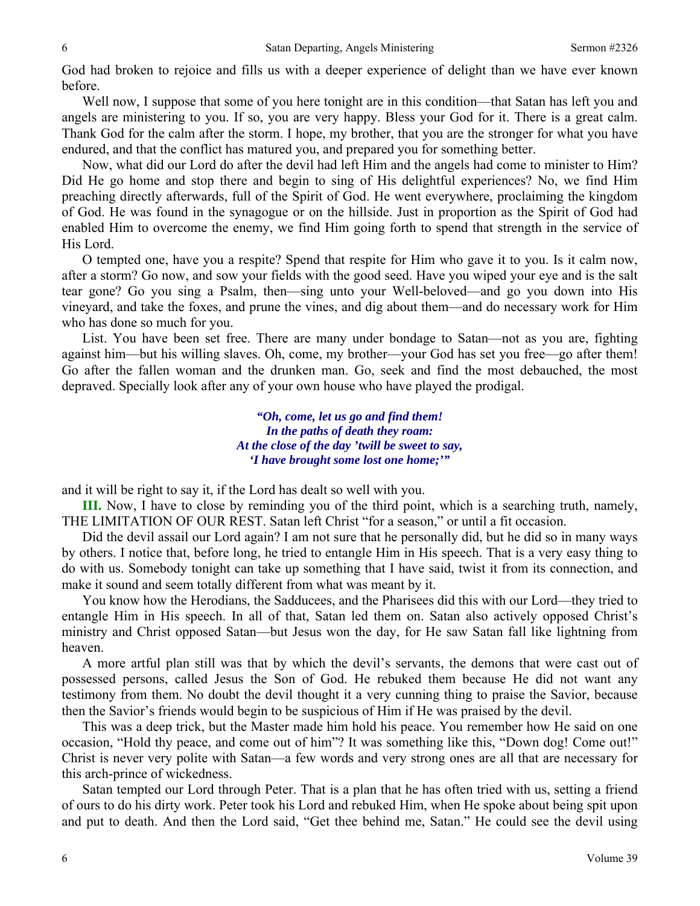God had broken to rejoice and fills us with a deeper experience of delight than we have ever known before.

Well now, I suppose that some of you here tonight are in this condition—that Satan has left you and angels are ministering to you. If so, you are very happy. Bless your God for it. There is a great calm. Thank God for the calm after the storm. I hope, my brother, that you are the stronger for what you have endured, and that the conflict has matured you, and prepared you for something better.

Now, what did our Lord do after the devil had left Him and the angels had come to minister to Him? Did He go home and stop there and begin to sing of His delightful experiences? No, we find Him preaching directly afterwards, full of the Spirit of God. He went everywhere, proclaiming the kingdom of God. He was found in the synagogue or on the hillside. Just in proportion as the Spirit of God had enabled Him to overcome the enemy, we find Him going forth to spend that strength in the service of His Lord.

O tempted one, have you a respite? Spend that respite for Him who gave it to you. Is it calm now, after a storm? Go now, and sow your fields with the good seed. Have you wiped your eye and is the salt tear gone? Go you sing a Psalm, then—sing unto your Well-beloved—and go you down into His vineyard, and take the foxes, and prune the vines, and dig about them—and do necessary work for Him who has done so much for you.

List. You have been set free. There are many under bondage to Satan—not as you are, fighting against him—but his willing slaves. Oh, come, my brother—your God has set you free—go after them! Go after the fallen woman and the drunken man. Go, seek and find the most debauched, the most depraved. Specially look after any of your own house who have played the prodigal.

> ***"Oh, come, let us go and find them!***
> ***In the paths of death they roam:***
> ***At the close of the day 'twill be sweet to say,***
> ***'I have brought some lost one home;'"***

and it will be right to say it, if the Lord has dealt so well with you.

**III.** Now, I have to close by reminding you of the third point, which is a searching truth, namely, THE LIMITATION OF OUR REST. Satan left Christ "for a season," or until a fit occasion.

Did the devil assail our Lord again? I am not sure that he personally did, but he did so in many ways by others. I notice that, before long, he tried to entangle Him in His speech. That is a very easy thing to do with us. Somebody tonight can take up something that I have said, twist it from its connection, and make it sound and seem totally different from what was meant by it.

You know how the Herodians, the Sadducees, and the Pharisees did this with our Lord—they tried to entangle Him in His speech. In all of that, Satan led them on. Satan also actively opposed Christ's ministry and Christ opposed Satan—but Jesus won the day, for He saw Satan fall like lightning from heaven.

A more artful plan still was that by which the devil's servants, the demons that were cast out of possessed persons, called Jesus the Son of God. He rebuked them because He did not want any testimony from them. No doubt the devil thought it a very cunning thing to praise the Savior, because then the Savior's friends would begin to be suspicious of Him if He was praised by the devil.

This was a deep trick, but the Master made him hold his peace. You remember how He said on one occasion, "Hold thy peace, and come out of him"? It was something like this, "Down dog! Come out!" Christ is never very polite with Satan—a few words and very strong ones are all that are necessary for this arch-prince of wickedness.

Satan tempted our Lord through Peter. That is a plan that he has often tried with us, setting a friend of ours to do his dirty work. Peter took his Lord and rebuked Him, when He spoke about being spit upon and put to death. And then the Lord said, "Get thee behind me, Satan." He could see the devil using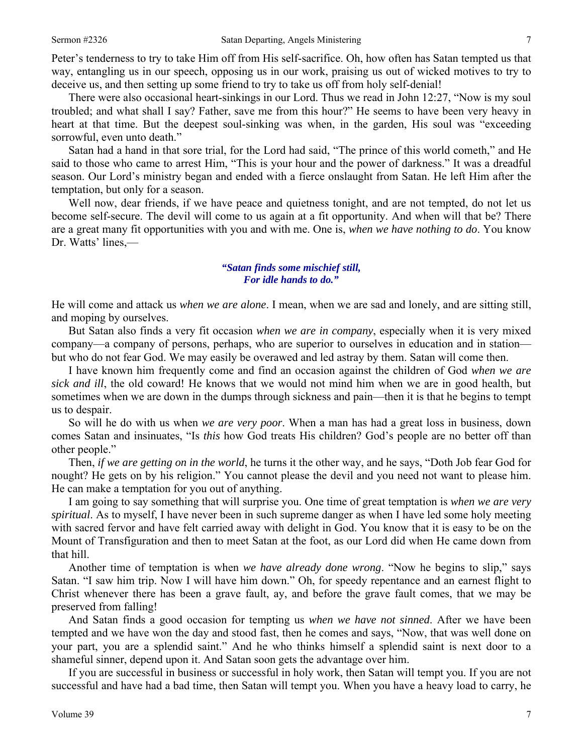Peter's tenderness to try to take Him off from His self-sacrifice. Oh, how often has Satan tempted us that way, entangling us in our speech, opposing us in our work, praising us out of wicked motives to try to deceive us, and then setting up some friend to try to take us off from holy self-denial!

There were also occasional heart-sinkings in our Lord. Thus we read in John 12:27, "Now is my soul troubled; and what shall I say? Father, save me from this hour?" He seems to have been very heavy in heart at that time. But the deepest soul-sinking was when, in the garden, His soul was "exceeding sorrowful, even unto death."

Satan had a hand in that sore trial, for the Lord had said, "The prince of this world cometh," and He said to those who came to arrest Him, "This is your hour and the power of darkness." It was a dreadful season. Our Lord's ministry began and ended with a fierce onslaught from Satan. He left Him after the temptation, but only for a season.

Well now, dear friends, if we have peace and quietness tonight, and are not tempted, do not let us become self-secure. The devil will come to us again at a fit opportunity. And when will that be? There are a great many fit opportunities with you and with me. One is, *when we have nothing to do*. You know Dr. Watts' lines,—

> ***"Satan finds some mischief still,***
> ***For idle hands to do."***

He will come and attack us *when we are alone*. I mean, when we are sad and lonely, and are sitting still, and moping by ourselves.

But Satan also finds a very fit occasion *when we are in company*, especially when it is very mixed company—a company of persons, perhaps, who are superior to ourselves in education and in station—but who do not fear God. We may easily be overawed and led astray by them. Satan will come then.

I have known him frequently come and find an occasion against the children of God *when we are sick and ill*, the old coward! He knows that we would not mind him when we are in good health, but sometimes when we are down in the dumps through sickness and pain—then it is that he begins to tempt us to despair.

So will he do with us when *we are very poor*. When a man has had a great loss in business, down comes Satan and insinuates, "Is *this* how God treats His children? God's people are no better off than other people."

Then, *if we are getting on in the world*, he turns it the other way, and he says, "Doth Job fear God for nought? He gets on by his religion." You cannot please the devil and you need not want to please him. He can make a temptation for you out of anything.

I am going to say something that will surprise you. One time of great temptation is *when we are very spiritual*. As to myself, I have never been in such supreme danger as when I have led some holy meeting with sacred fervor and have felt carried away with delight in God. You know that it is easy to be on the Mount of Transfiguration and then to meet Satan at the foot, as our Lord did when He came down from that hill.

Another time of temptation is when *we have already done wrong*. "Now he begins to slip," says Satan. "I saw him trip. Now I will have him down." Oh, for speedy repentance and an earnest flight to Christ whenever there has been a grave fault, ay, and before the grave fault comes, that we may be preserved from falling!

And Satan finds a good occasion for tempting us *when we have not sinned*. After we have been tempted and we have won the day and stood fast, then he comes and says, "Now, that was well done on your part, you are a splendid saint." And he who thinks himself a splendid saint is next door to a shameful sinner, depend upon it. And Satan soon gets the advantage over him.

If you are successful in business or successful in holy work, then Satan will tempt you. If you are not successful and have had a bad time, then Satan will tempt you. When you have a heavy load to carry, he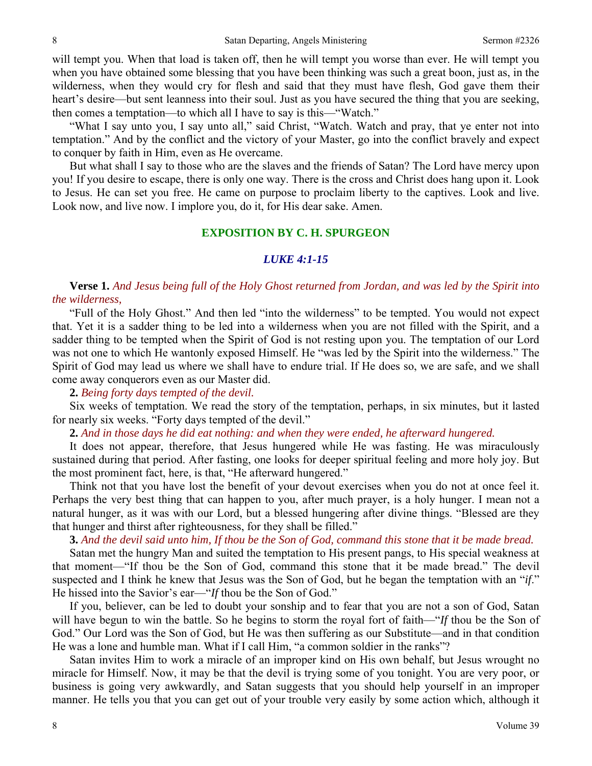will tempt you. When that load is taken off, then he will tempt you worse than ever. He will tempt you when you have obtained some blessing that you have been thinking was such a great boon, just as, in the wilderness, when they would cry for flesh and said that they must have flesh, God gave them their heart's desire—but sent leanness into their soul. Just as you have secured the thing that you are seeking, then comes a temptation—to which all I have to say is this—"Watch."

"What I say unto you, I say unto all," said Christ, "Watch. Watch and pray, that ye enter not into temptation." And by the conflict and the victory of your Master, go into the conflict bravely and expect to conquer by faith in Him, even as He overcame.

But what shall I say to those who are the slaves and the friends of Satan? The Lord have mercy upon you! If you desire to escape, there is only one way. There is the cross and Christ does hang upon it. Look to Jesus. He can set you free. He came on purpose to proclaim liberty to the captives. Look and live. Look now, and live now. I implore you, do it, for His dear sake. Amen.

## EXPOSITION BY C. H. SPURGEON

### *LUKE 4:1-15*

**Verse 1.** *And Jesus being full of the Holy Ghost returned from Jordan, and was led by the Spirit into the wilderness,*

"Full of the Holy Ghost." And then led "into the wilderness" to be tempted. You would not expect that. Yet it is a sadder thing to be led into a wilderness when you are not filled with the Spirit, and a sadder thing to be tempted when the Spirit of God is not resting upon you. The temptation of our Lord was not one to which He wantonly exposed Himself. He "was led by the Spirit into the wilderness." The Spirit of God may lead us where we shall have to endure trial. If He does so, we are safe, and we shall come away conquerors even as our Master did.

**2.** *Being forty days tempted of the devil.*

Six weeks of temptation. We read the story of the temptation, perhaps, in six minutes, but it lasted for nearly six weeks. "Forty days tempted of the devil."

**2.** *And in those days he did eat nothing: and when they were ended, he afterward hungered.*

It does not appear, therefore, that Jesus hungered while He was fasting. He was miraculously sustained during that period. After fasting, one looks for deeper spiritual feeling and more holy joy. But the most prominent fact, here, is that, "He afterward hungered."

Think not that you have lost the benefit of your devout exercises when you do not at once feel it. Perhaps the very best thing that can happen to you, after much prayer, is a holy hunger. I mean not a natural hunger, as it was with our Lord, but a blessed hungering after divine things. "Blessed are they that hunger and thirst after righteousness, for they shall be filled."

**3.** *And the devil said unto him, If thou be the Son of God, command this stone that it be made bread.*

Satan met the hungry Man and suited the temptation to His present pangs, to His special weakness at that moment—"If thou be the Son of God, command this stone that it be made bread." The devil suspected and I think he knew that Jesus was the Son of God, but he began the temptation with an "*if*." He hissed into the Savior's ear—"*If* thou be the Son of God."

If you, believer, can be led to doubt your sonship and to fear that you are not a son of God, Satan will have begun to win the battle. So he begins to storm the royal fort of faith—"*If* thou be the Son of God." Our Lord was the Son of God, but He was then suffering as our Substitute—and in that condition He was a lone and humble man. What if I call Him, "a common soldier in the ranks"?

Satan invites Him to work a miracle of an improper kind on His own behalf, but Jesus wrought no miracle for Himself. Now, it may be that the devil is trying some of you tonight. You are very poor, or business is going very awkwardly, and Satan suggests that you should help yourself in an improper manner. He tells you that you can get out of your trouble very easily by some action which, although it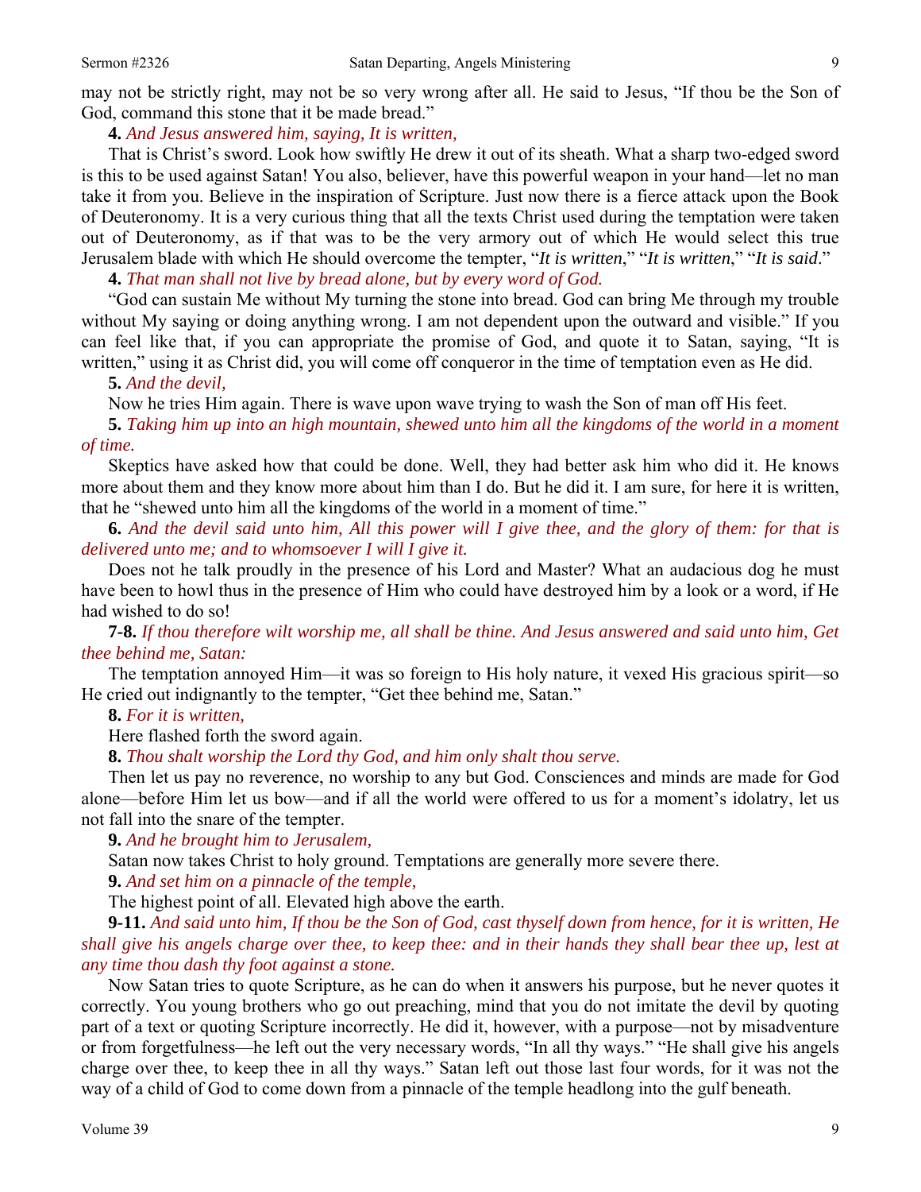may not be strictly right, may not be so very wrong after all. He said to Jesus, "If thou be the Son of God, command this stone that it be made bread."

**4.** *And Jesus answered him, saying, It is written,*

That is Christ's sword. Look how swiftly He drew it out of its sheath. What a sharp two-edged sword is this to be used against Satan! You also, believer, have this powerful weapon in your hand—let no man take it from you. Believe in the inspiration of Scripture. Just now there is a fierce attack upon the Book of Deuteronomy. It is a very curious thing that all the texts Christ used during the temptation were taken out of Deuteronomy, as if that was to be the very armory out of which He would select this true Jerusalem blade with which He should overcome the tempter, "*It is written*," "*It is written*," "*It is said*."

**4.** *That man shall not live by bread alone, but by every word of God.*

"God can sustain Me without My turning the stone into bread. God can bring Me through my trouble without My saying or doing anything wrong. I am not dependent upon the outward and visible." If you can feel like that, if you can appropriate the promise of God, and quote it to Satan, saying, "It is written," using it as Christ did, you will come off conqueror in the time of temptation even as He did.

**5.** *And the devil,*

Now he tries Him again. There is wave upon wave trying to wash the Son of man off His feet.

**5.** *Taking him up into an high mountain, shewed unto him all the kingdoms of the world in a moment of time.*

Skeptics have asked how that could be done. Well, they had better ask him who did it. He knows more about them and they know more about him than I do. But he did it. I am sure, for here it is written, that he "shewed unto him all the kingdoms of the world in a moment of time."

**6.** *And the devil said unto him, All this power will I give thee, and the glory of them: for that is delivered unto me; and to whomsoever I will I give it.*

Does not he talk proudly in the presence of his Lord and Master? What an audacious dog he must have been to howl thus in the presence of Him who could have destroyed him by a look or a word, if He had wished to do so!

**7-8.** *If thou therefore wilt worship me, all shall be thine. And Jesus answered and said unto him, Get thee behind me, Satan:*

The temptation annoyed Him—it was so foreign to His holy nature, it vexed His gracious spirit—so He cried out indignantly to the tempter, "Get thee behind me, Satan."

**8.** *For it is written,*

Here flashed forth the sword again.

**8.** *Thou shalt worship the Lord thy God, and him only shalt thou serve.*

Then let us pay no reverence, no worship to any but God. Consciences and minds are made for God alone—before Him let us bow—and if all the world were offered to us for a moment's idolatry, let us not fall into the snare of the tempter.

**9.** *And he brought him to Jerusalem,*

Satan now takes Christ to holy ground. Temptations are generally more severe there.

**9.** *And set him on a pinnacle of the temple,*

The highest point of all. Elevated high above the earth.

**9-11.** *And said unto him, If thou be the Son of God, cast thyself down from hence, for it is written, He shall give his angels charge over thee, to keep thee: and in their hands they shall bear thee up, lest at any time thou dash thy foot against a stone.*

Now Satan tries to quote Scripture, as he can do when it answers his purpose, but he never quotes it correctly. You young brothers who go out preaching, mind that you do not imitate the devil by quoting part of a text or quoting Scripture incorrectly. He did it, however, with a purpose—not by misadventure or from forgetfulness—he left out the very necessary words, "In all thy ways." "He shall give his angels charge over thee, to keep thee in all thy ways." Satan left out those last four words, for it was not the way of a child of God to come down from a pinnacle of the temple headlong into the gulf beneath.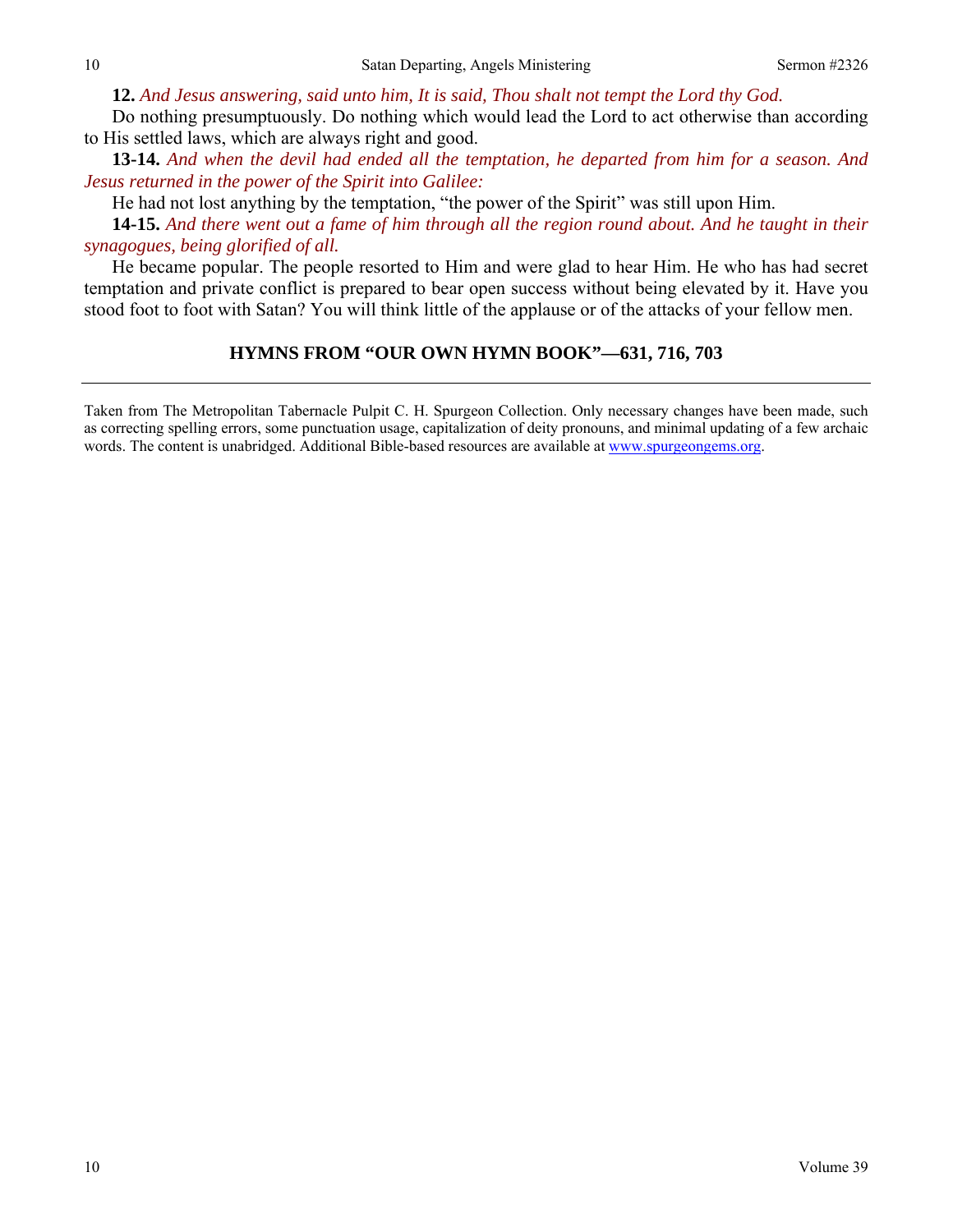**12.** *And Jesus answering, said unto him, It is said, Thou shalt not tempt the Lord thy God.*

Do nothing presumptuously. Do nothing which would lead the Lord to act otherwise than according to His settled laws, which are always right and good.

**13-14.** *And when the devil had ended all the temptation, he departed from him for a season. And Jesus returned in the power of the Spirit into Galilee:*

He had not lost anything by the temptation, "the power of the Spirit" was still upon Him.

**14-15.** *And there went out a fame of him through all the region round about. And he taught in their synagogues, being glorified of all.*

He became popular. The people resorted to Him and were glad to hear Him. He who has had secret temptation and private conflict is prepared to bear open success without being elevated by it. Have you stood foot to foot with Satan? You will think little of the applause or of the attacks of your fellow men.

### HYMNS FROM "OUR OWN HYMN BOOK"—631, 716, 703

---

Taken from The Metropolitan Tabernacle Pulpit C. H. Spurgeon Collection. Only necessary changes have been made, such as correcting spelling errors, some punctuation usage, capitalization of deity pronouns, and minimal updating of a few archaic words. The content is unabridged. Additional Bible-based resources are available at www.spurgeongems.org.